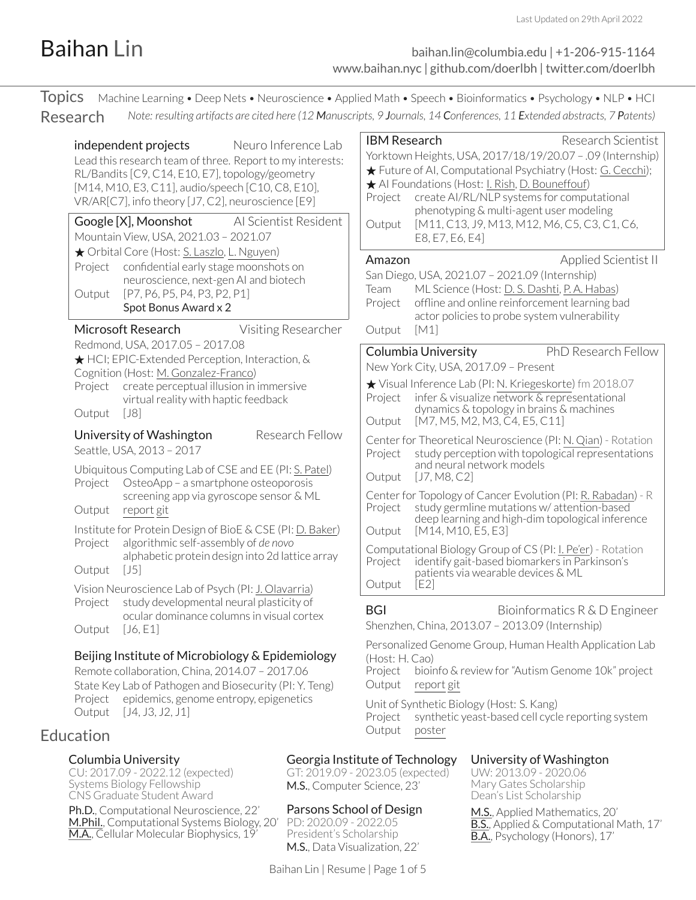Last Updated on 29th April 2022

# Baihan Lin

baihan.lin@columbia.edu | +1-206-915-1164
www.baihan.nyc | github.com/doerlbh | twitter.com/doerlbh

## Topics

Machine Learning • Deep Nets • Neuroscience • Applied Math • Speech • Bioinformatics • Psychology • NLP • HCI

## Research

*Note: resulting artifacts are cited here (12 **M**anuscripts, 9 **J**ournals, 14 **C**onferences, 11 **E**xtended abstracts, 7 **P**atents)*

### independent projects — Neuro Inference Lab

Lead this research team of three. Report to my interests: RL/Bandits [C9, C14, E10, E7], topology/geometry [M14, M10, E3, C11], audio/speech [C10, C8, E10], VR/AR[C7], info theory [J7, C2], neuroscience [E9]

### Google [X], Moonshot — AI Scientist Resident

Mountain View, USA, 2021.03 – 2021.07

★ Orbital Core (Host: S. Laszlo, L. Nguyen)

- Project: confidential early stage moonshots on neuroscience, next-gen AI and biotech
- Output: [P7, P6, P5, P4, P3, P2, P1]
  Spot Bonus Award x 2

### Microsoft Research — Visiting Researcher

Redmond, USA, 2017.05 – 2017.08

★ HCI; EPIC-Extended Perception, Interaction, & Cognition (Host: M. Gonzalez-Franco)

- Project: create perceptual illusion in immersive virtual reality with haptic feedback
- Output: [J8]

### University of Washington — Research Fellow

Seattle, USA, 2013 – 2017

Ubiquitous Computing Lab of CSE and EE (PI: S. Patel)

- Project: OsteoApp – a smartphone osteoporosis screening app via gyroscope sensor & ML
- Output: report git

Institute for Protein Design of BioE & CSE (PI: D. Baker)

- Project: algorithmic self-assembly of *de novo* alphabetic protein design into 2d lattice array
- Output: [J5]

Vision Neuroscience Lab of Psych (PI: J. Olavarria)

- Project: study developmental neural plasticity of ocular dominance columns in visual cortex
- Output: [J6, E1]

### Beijing Institute of Microbiology & Epidemiology

Remote collaboration, China, 2014.07 – 2017.06

State Key Lab of Pathogen and Biosecurity (PI: Y. Teng)

- Project: epidemics, genome entropy, epigenetics
- Output: [J4, J3, J2, J1]

### IBM Research — Research Scientist

Yorktown Heights, USA, 2017/18/19/20.07 – .09 (Internship)

★ Future of AI, Computational Psychiatry (Host: G. Cecchi);
★ AI Foundations (Host: I. Rish, D. Bouneffouf)

- Project: create AI/RL/NLP systems for computational phenotyping & multi-agent user modeling
- Output: [M11, C13, J9, M13, M12, M6, C5, C3, C1, C6, E8, E7, E6, E4]

### Amazon — Applied Scientist II

San Diego, USA, 2021.07 – 2021.09 (Internship)

- Team: ML Science (Host: D. S. Dashti, P. A. Habas)
- Project: offline and online reinforcement learning bad actor policies to probe system vulnerability
- Output: [M1]

### Columbia University — PhD Research Fellow

New York City, USA, 2017.09 – Present

★ Visual Inference Lab (PI: N. Kriegeskorte) fm 2018.07

- Project: infer & visualize network & representational dynamics & topology in brains & machines
- Output: [M7, M5, M2, M3, C4, E5, C11]

Center for Theoretical Neuroscience (PI: N. Qian) - Rotation

- Project: study perception with topological representations and neural network models
- Output: [J7, M8, C2]

Center for Topology of Cancer Evolution (PI: R. Rabadan) - R

- Project: study germline mutations w/ attention-based deep learning and high-dim topological inference
- Output: [M14, M10, E5, E3]

Computational Biology Group of CS (PI: I. Pe'er) - Rotation

- Project: identify gait-based biomarkers in Parkinson's patients via wearable devices & ML
- Output: [E2]

### BGI — Bioinformatics R & D Engineer

Shenzhen, China, 2013.07 – 2013.09 (Internship)

Personalized Genome Group, Human Health Application Lab (Host: H. Cao)

- Project: bioinfo & review for "Autism Genome 10k" project
- Output: report git

Unit of Synthetic Biology (Host: S. Kang)

- Project: synthetic yeast-based cell cycle reporting system
- Output: poster

## Education

### Columbia University

CU: 2017.09 - 2022.12 (expected)
Systems Biology Fellowship
CNS Graduate Student Award

Ph.D., Computational Neuroscience, 22'
M.Phil., Computational Systems Biology, 20'
M.A., Cellular Molecular Biophysics, 19'

### Georgia Institute of Technology

GT: 2019.09 - 2023.05 (expected)

M.S., Computer Science, 23'

### Parsons School of Design

PD: 2020.09 - 2022.05
President's Scholarship

M.S., Data Visualization, 22'

### University of Washington

UW: 2013.09 - 2020.06
Mary Gates Scholarship
Dean's List Scholarship

M.S., Applied Mathematics, 20'
B.S., Applied & Computational Math, 17'
B.A., Psychology (Honors), 17'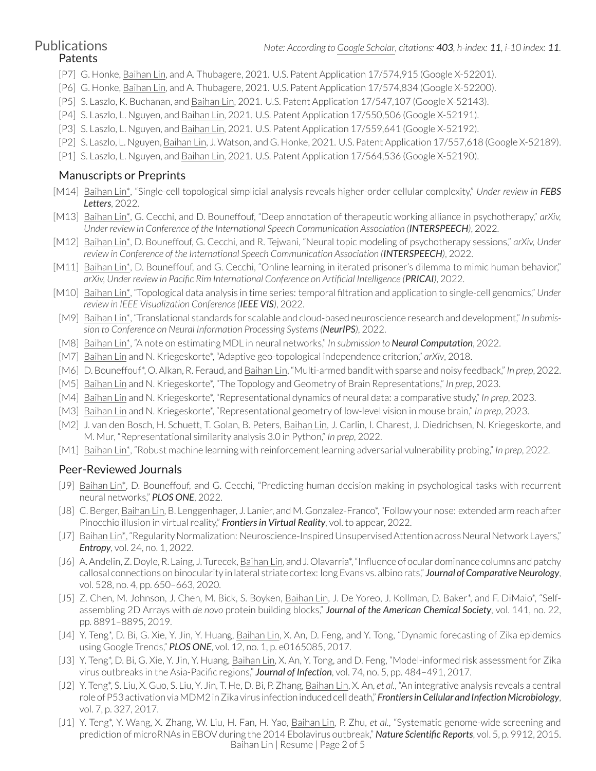# Publications

*Note: According to Google Scholar, citations: **403**, h-index: **11**, i-10 index: **11**.*

## Patents

- [P7] G. Honke, Baihan Lin, and A. Thubagere, 2021. U.S. Patent Application 17/574,915 (Google X-52201).
- [P6] G. Honke, Baihan Lin, and A. Thubagere, 2021. U.S. Patent Application 17/574,834 (Google X-52200).
- [P5] S. Laszlo, K. Buchanan, and Baihan Lin, 2021. U.S. Patent Application 17/547,107 (Google X-52143).
- [P4] S. Laszlo, L. Nguyen, and Baihan Lin, 2021. U.S. Patent Application 17/550,506 (Google X-52191).
- [P3] S. Laszlo, L. Nguyen, and Baihan Lin, 2021. U.S. Patent Application 17/559,641 (Google X-52192).
- [P2] S. Laszlo, L. Nguyen, Baihan Lin, J. Watson, and G. Honke, 2021. U.S. Patent Application 17/557,618 (Google X-52189).
- [P1] S. Laszlo, L. Nguyen, and Baihan Lin, 2021. U.S. Patent Application 17/564,536 (Google X-52190).

## Manuscripts or Preprints

- [M14] Baihan Lin*, "Single-cell topological simplicial analysis reveals higher-order cellular complexity," *Under review in **FEBS Letters***, 2022.
- [M13] Baihan Lin*, G. Cecchi, and D. Bouneffouf, "Deep annotation of therapeutic working alliance in psychotherapy," *arXiv, Under review in Conference of the International Speech Communication Association (**INTERSPEECH**)*, 2022.
- [M12] Baihan Lin*, D. Bouneffouf, G. Cecchi, and R. Tejwani, "Neural topic modeling of psychotherapy sessions," *arXiv, Under review in Conference of the International Speech Communication Association (**INTERSPEECH**)*, 2022.
- [M11] Baihan Lin*, D. Bouneffouf, and G. Cecchi, "Online learning in iterated prisoner's dilemma to mimic human behavior," *arXiv, Under review in Pacific Rim International Conference on Artificial Intelligence (**PRICAI**)*, 2022.
- [M10] Baihan Lin*, "Topological data analysis in time series: temporal filtration and application to single-cell genomics," *Under review in IEEE Visualization Conference (**IEEE VIS**)*, 2022.
- [M9] Baihan Lin*, "Translational standards for scalable and cloud-based neuroscience research and development," *In submission to Conference on Neural Information Processing Systems (**NeurIPS**)*, 2022.
- [M8] Baihan Lin*, "A note on estimating MDL in neural networks," *In submission to **Neural Computation***, 2022.
- [M7] Baihan Lin and N. Kriegeskorte*, "Adaptive geo-topological independence criterion," *arXiv*, 2018.
- [M6] D. Bouneffouf*, O. Alkan, R. Feraud, and Baihan Lin, "Multi-armed bandit with sparse and noisy feedback," *In prep*, 2022.
- [M5] Baihan Lin and N. Kriegeskorte*, "The Topology and Geometry of Brain Representations," *In prep*, 2023.
- [M4] Baihan Lin and N. Kriegeskorte*, "Representational dynamics of neural data: a comparative study," *In prep*, 2023.
- [M3] Baihan Lin and N. Kriegeskorte*, "Representational geometry of low-level vision in mouse brain," *In prep*, 2023.
- [M2] J. van den Bosch, H. Schuett, T. Golan, B. Peters, Baihan Lin, J. Carlin, I. Charest, J. Diedrichsen, N. Kriegeskorte, and M. Mur, "Representational similarity analysis 3.0 in Python," *In prep*, 2022.
- [M1] Baihan Lin*, "Robust machine learning with reinforcement learning adversarial vulnerability probing," *In prep*, 2022.

## Peer-Reviewed Journals

- [J9] Baihan Lin*, D. Bouneffouf, and G. Cecchi, "Predicting human decision making in psychological tasks with recurrent neural networks," ***PLOS ONE***, 2022.
- [J8] C. Berger, Baihan Lin, B. Lenggenhager, J. Lanier, and M. Gonzalez-Franco*, "Follow your nose: extended arm reach after Pinocchio illusion in virtual reality," ***Frontiers in Virtual Reality***, vol. to appear, 2022.
- [J7] Baihan Lin*, "Regularity Normalization: Neuroscience-Inspired Unsupervised Attention across Neural Network Layers," ***Entropy***, vol. 24, no. 1, 2022.
- [J6] A. Andelin, Z. Doyle, R. Laing, J. Turecek, Baihan Lin, and J. Olavarria*, "Influence of ocular dominance columns and patchy callosal connections on binocularity in lateral striate cortex: long Evans vs. albino rats," ***Journal of Comparative Neurology***, vol. 528, no. 4, pp. 650–663, 2020.
- [J5] Z. Chen, M. Johnson, J. Chen, M. Bick, S. Boyken, Baihan Lin, J. De Yoreo, J. Kollman, D. Baker*, and F. DiMaio*, "Self-assembling 2D Arrays with *de novo* protein building blocks," ***Journal of the American Chemical Society***, vol. 141, no. 22, pp. 8891–8895, 2019.
- [J4] Y. Teng*, D. Bi, G. Xie, Y. Jin, Y. Huang, Baihan Lin, X. An, D. Feng, and Y. Tong, "Dynamic forecasting of Zika epidemics using Google Trends," ***PLOS ONE***, vol. 12, no. 1, p. e0165085, 2017.
- [J3] Y. Teng*, D. Bi, G. Xie, Y. Jin, Y. Huang, Baihan Lin, X. An, Y. Tong, and D. Feng, "Model-informed risk assessment for Zika virus outbreaks in the Asia-Pacific regions," ***Journal of Infection***, vol. 74, no. 5, pp. 484–491, 2017.
- [J2] Y. Teng*, S. Liu, X. Guo, S. Liu, Y. Jin, T. He, D. Bi, P. Zhang, Baihan Lin, X. An, *et al.*, "An integrative analysis reveals a central role of P53 activation via MDM2 in Zika virus infection induced cell death," ***Frontiers in Cellular and Infection Microbiology***, vol. 7, p. 327, 2017.
- [J1] Y. Teng*, Y. Wang, X. Zhang, W. Liu, H. Fan, H. Yao, Baihan Lin, P. Zhu, *et al.*, "Systematic genome-wide screening and prediction of microRNAs in EBOV during the 2014 Ebolavirus outbreak," ***Nature Scientific Reports***, vol. 5, p. 9912, 2015.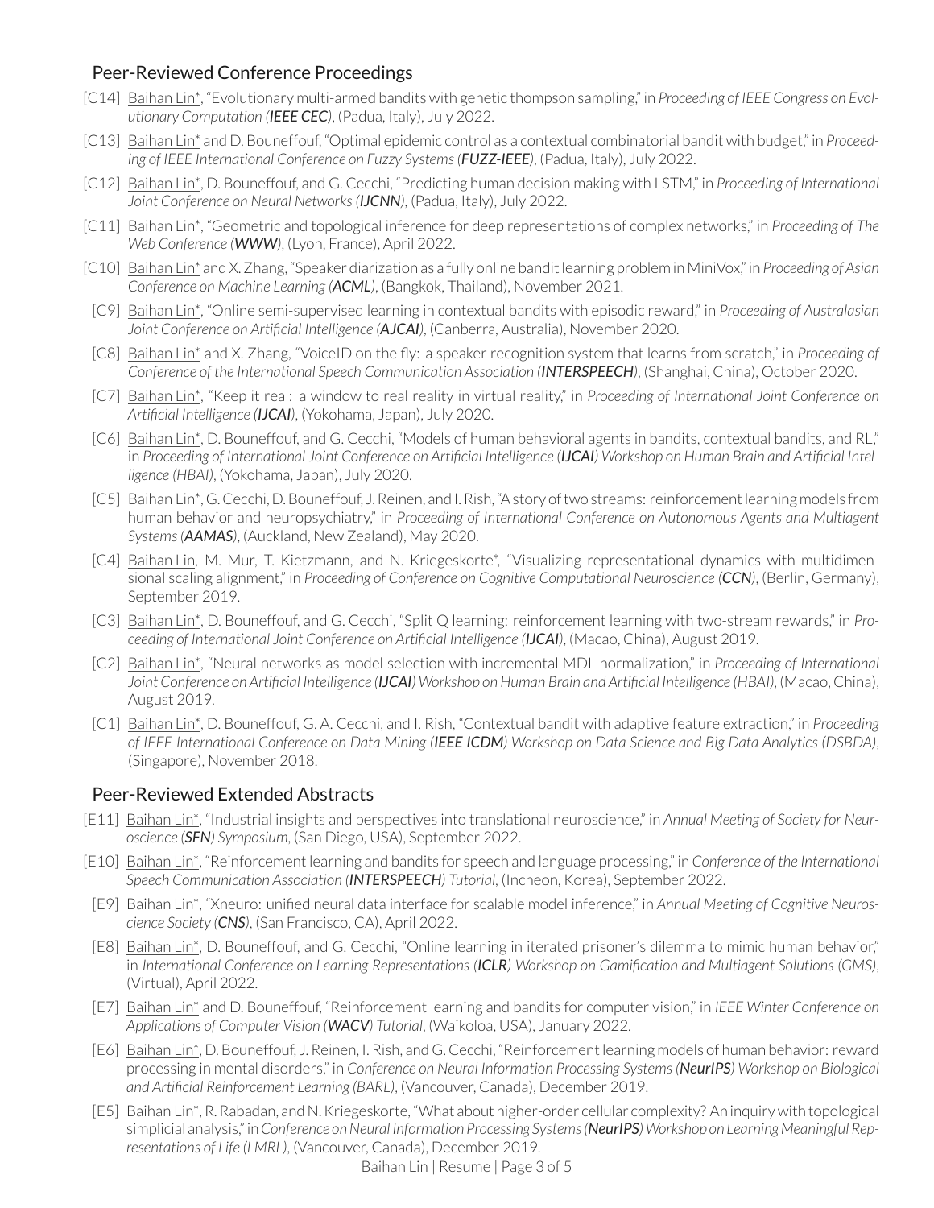## Peer-Reviewed Conference Proceedings

[C14] Baihan Lin*, "Evolutionary multi-armed bandits with genetic thompson sampling," in *Proceeding of IEEE Congress on Evolutionary Computation (**IEEE CEC**)*, (Padua, Italy), July 2022.

[C13] Baihan Lin* and D. Bouneffouf, "Optimal epidemic control as a contextual combinatorial bandit with budget," in *Proceeding of IEEE International Conference on Fuzzy Systems (**FUZZ-IEEE**)*, (Padua, Italy), July 2022.

[C12] Baihan Lin*, D. Bouneffouf, and G. Cecchi, "Predicting human decision making with LSTM," in *Proceeding of International Joint Conference on Neural Networks (**IJCNN**)*, (Padua, Italy), July 2022.

[C11] Baihan Lin*, "Geometric and topological inference for deep representations of complex networks," in *Proceeding of The Web Conference (**WWW**)*, (Lyon, France), April 2022.

[C10] Baihan Lin* and X. Zhang, "Speaker diarization as a fully online bandit learning problem in MiniVox," in *Proceeding of Asian Conference on Machine Learning (**ACML**)*, (Bangkok, Thailand), November 2021.

[C9] Baihan Lin*, "Online semi-supervised learning in contextual bandits with episodic reward," in *Proceeding of Australasian Joint Conference on Artificial Intelligence (**AJCAI**)*, (Canberra, Australia), November 2020.

[C8] Baihan Lin* and X. Zhang, "VoiceID on the fly: a speaker recognition system that learns from scratch," in *Proceeding of Conference of the International Speech Communication Association (**INTERSPEECH**)*, (Shanghai, China), October 2020.

[C7] Baihan Lin*, "Keep it real: a window to real reality in virtual reality," in *Proceeding of International Joint Conference on Artificial Intelligence (**IJCAI**)*, (Yokohama, Japan), July 2020.

[C6] Baihan Lin*, D. Bouneffouf, and G. Cecchi, "Models of human behavioral agents in bandits, contextual bandits, and RL," in *Proceeding of International Joint Conference on Artificial Intelligence (**IJCAI**) Workshop on Human Brain and Artificial Intelligence (HBAI)*, (Yokohama, Japan), July 2020.

[C5] Baihan Lin*, G. Cecchi, D. Bouneffouf, J. Reinen, and I. Rish, "A story of two streams: reinforcement learning models from human behavior and neuropsychiatry," in *Proceeding of International Conference on Autonomous Agents and Multiagent Systems (**AAMAS**)*, (Auckland, New Zealand), May 2020.

[C4] Baihan Lin, M. Mur, T. Kietzmann, and N. Kriegeskorte*, "Visualizing representational dynamics with multidimensional scaling alignment," in *Proceeding of Conference on Cognitive Computational Neuroscience (**CCN**)*, (Berlin, Germany), September 2019.

[C3] Baihan Lin*, D. Bouneffouf, and G. Cecchi, "Split Q learning: reinforcement learning with two-stream rewards," in *Proceeding of International Joint Conference on Artificial Intelligence (**IJCAI**)*, (Macao, China), August 2019.

[C2] Baihan Lin*, "Neural networks as model selection with incremental MDL normalization," in *Proceeding of International Joint Conference on Artificial Intelligence (**IJCAI**) Workshop on Human Brain and Artificial Intelligence (HBAI)*, (Macao, China), August 2019.

[C1] Baihan Lin*, D. Bouneffouf, G. A. Cecchi, and I. Rish, "Contextual bandit with adaptive feature extraction," in *Proceeding of IEEE International Conference on Data Mining (**IEEE ICDM**) Workshop on Data Science and Big Data Analytics (DSBDA)*, (Singapore), November 2018.

## Peer-Reviewed Extended Abstracts

[E11] Baihan Lin*, "Industrial insights and perspectives into translational neuroscience," in *Annual Meeting of Society for Neuroscience (**SFN**) Symposium*, (San Diego, USA), September 2022.

[E10] Baihan Lin*, "Reinforcement learning and bandits for speech and language processing," in *Conference of the International Speech Communication Association (**INTERSPEECH**) Tutorial*, (Incheon, Korea), September 2022.

[E9] Baihan Lin*, "Xneuro: unified neural data interface for scalable model inference," in *Annual Meeting of Cognitive Neuroscience Society (**CNS**)*, (San Francisco, CA), April 2022.

[E8] Baihan Lin*, D. Bouneffouf, and G. Cecchi, "Online learning in iterated prisoner's dilemma to mimic human behavior," in *International Conference on Learning Representations (**ICLR**) Workshop on Gamification and Multiagent Solutions (GMS)*, (Virtual), April 2022.

[E7] Baihan Lin* and D. Bouneffouf, "Reinforcement learning and bandits for computer vision," in *IEEE Winter Conference on Applications of Computer Vision (**WACV**) Tutorial*, (Waikoloa, USA), January 2022.

[E6] Baihan Lin*, D. Bouneffouf, J. Reinen, I. Rish, and G. Cecchi, "Reinforcement learning models of human behavior: reward processing in mental disorders," in *Conference on Neural Information Processing Systems (**NeurIPS**) Workshop on Biological and Artificial Reinforcement Learning (BARL)*, (Vancouver, Canada), December 2019.

[E5] Baihan Lin*, R. Rabadan, and N. Kriegeskorte, "What about higher-order cellular complexity? An inquiry with topological simplicial analysis," in *Conference on Neural Information Processing Systems (**NeurIPS**) Workshop on Learning Meaningful Representations of Life (LMRL)*, (Vancouver, Canada), December 2019.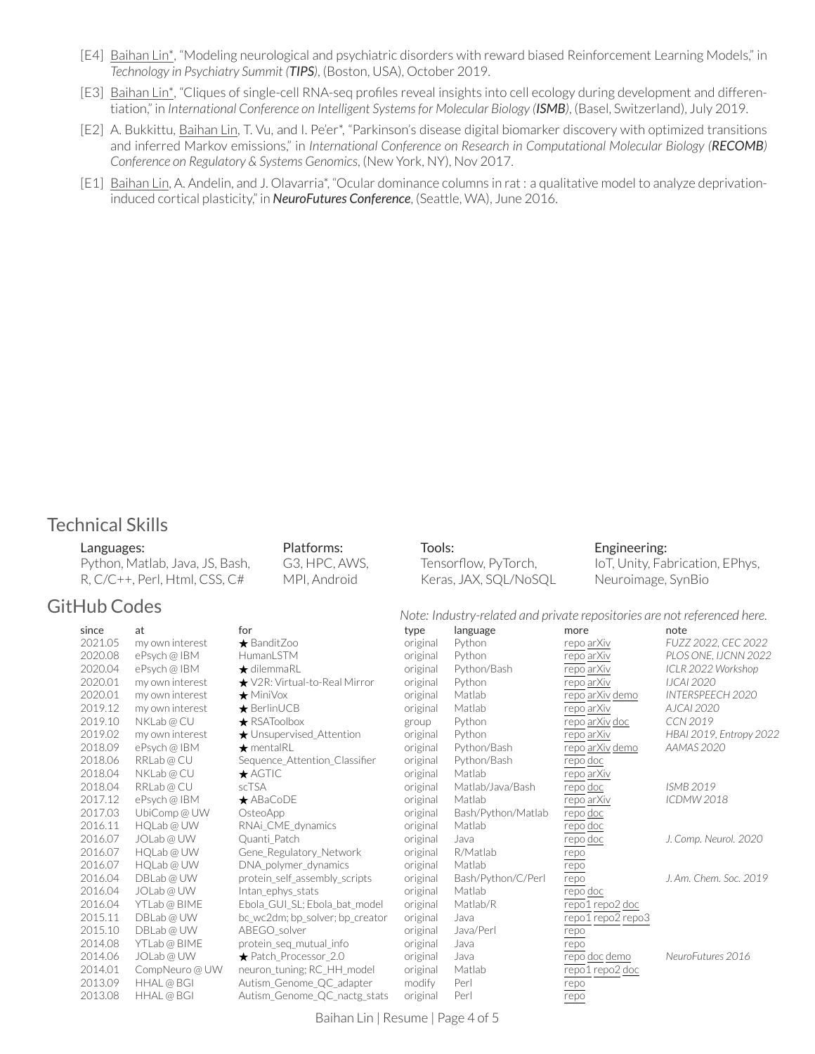- [E4] Baihan Lin*, "Modeling neurological and psychiatric disorders with reward biased Reinforcement Learning Models," in *Technology in Psychiatry Summit (**TIPS**)*, (Boston, USA), October 2019.
- [E3] Baihan Lin*, "Cliques of single-cell RNA-seq profiles reveal insights into cell ecology during development and differentiation," in *International Conference on Intelligent Systems for Molecular Biology (**ISMB**)*, (Basel, Switzerland), July 2019.
- [E2] A. Bukkittu, Baihan Lin, T. Vu, and I. Pe'er*, "Parkinson's disease digital biomarker discovery with optimized transitions and inferred Markov emissions," in *International Conference on Research in Computational Molecular Biology (**RECOMB**) Conference on Regulatory & Systems Genomics*, (New York, NY), Nov 2017.
- [E1] Baihan Lin, A. Andelin, and J. Olavarria*, "Ocular dominance columns in rat : a qualitative model to analyze deprivation-induced cortical plasticity," in ***NeuroFutures Conference***, (Seattle, WA), June 2016.

## Technical Skills

**Languages:** Python, Matlab, Java, JS, Bash, R, C/C++, Perl, Html, CSS, C#

**Platforms:** G3, HPC, AWS, MPI, Android

**Tools:** Tensorflow, PyTorch, Keras, JAX, SQL/NoSQL

**Engineering:** IoT, Unity, Fabrication, EPhys, Neuroimage, SynBio

## GitHub Codes

*Note: Industry-related and private repositories are not referenced here.*

| since | at | for | type | language | more | note |
|---|---|---|---|---|---|---|
| 2021.05 | my own interest | ★ BanditZoo | original | Python | repo arXiv | *FUZZ 2022, CEC 2022* |
| 2020.08 | ePsych @ IBM | HumanLSTM | original | Python | repo arXiv | *PLOS ONE, IJCNN 2022* |
| 2020.04 | ePsych @ IBM | ★ dilemmaRL | original | Python/Bash | repo arXiv | *ICLR 2022 Workshop* |
| 2020.01 | my own interest | ★ V2R: Virtual-to-Real Mirror | original | Python | repo arXiv | *IJCAI 2020* |
| 2020.01 | my own interest | ★ MiniVox | original | Matlab | repo arXiv demo | *INTERSPEECH 2020* |
| 2019.12 | my own interest | ★ BerlinUCB | original | Matlab | repo arXiv | *AJCAI 2020* |
| 2019.10 | NKLab @ CU | ★ RSAToolbox | group | Python | repo arXiv doc | *CCN 2019* |
| 2019.02 | my own interest | ★ Unsupervised_Attention | original | Python | repo arXiv | *HBAI 2019, Entropy 2022* |
| 2018.09 | ePsych @ IBM | ★ mentalRL | original | Python/Bash | repo arXiv demo | *AAMAS 2020* |
| 2018.06 | RRLab @ CU | Sequence_Attention_Classifier | original | Python/Bash | repo doc | |
| 2018.04 | NKLab @ CU | ★ AGTIC | original | Matlab | repo arXiv | |
| 2018.04 | RRLab @ CU | scTSA | original | Matlab/Java/Bash | repo doc | *ISMB 2019* |
| 2017.12 | ePsych @ IBM | ★ ABaCoDE | original | Matlab | repo arXiv | *ICDMW 2018* |
| 2017.03 | UbiComp @ UW | OsteoApp | original | Bash/Python/Matlab | repo doc | |
| 2016.11 | HQLab @ UW | RNAi_CME_dynamics | original | Matlab | repo doc | |
| 2016.07 | JOLab @ UW | Quanti_Patch | original | Java | repo doc | *J. Comp. Neurol. 2020* |
| 2016.07 | HQLab @ UW | Gene_Regulatory_Network | original | R/Matlab | repo | |
| 2016.07 | HQLab @ UW | DNA_polymer_dynamics | original | Matlab | repo | |
| 2016.04 | DBLab @ UW | protein_self_assembly_scripts | original | Bash/Python/C/Perl | repo | *J. Am. Chem. Soc. 2019* |
| 2016.04 | JOLab @ UW | Intan_ephys_stats | original | Matlab | repo doc | |
| 2016.04 | YTLab @ BIME | Ebola_GUI_SL; Ebola_bat_model | original | Matlab/R | repo1 repo2 doc | |
| 2015.11 | DBLab @ UW | bc_wc2dm; bp_solver; bp_creator | original | Java | repo1 repo2 repo3 | |
| 2015.10 | DBLab @ UW | ABEGO_solver | original | Java/Perl | repo | |
| 2014.08 | YTLab @ BIME | protein_seq_mutual_info | original | Java | repo | |
| 2014.06 | JOLab @ UW | ★ Patch_Processor_2.0 | original | Java | repo doc demo | *NeuroFutures 2016* |
| 2014.01 | CompNeuro @ UW | neuron_tuning; RC_HH_model | original | Matlab | repo1 repo2 doc | |
| 2013.09 | HHAL @ BGI | Autism_Genome_QC_adapter | modify | Perl | repo | |
| 2013.08 | HHAL @ BGI | Autism_Genome_QC_nactg_stats | original | Perl | repo | |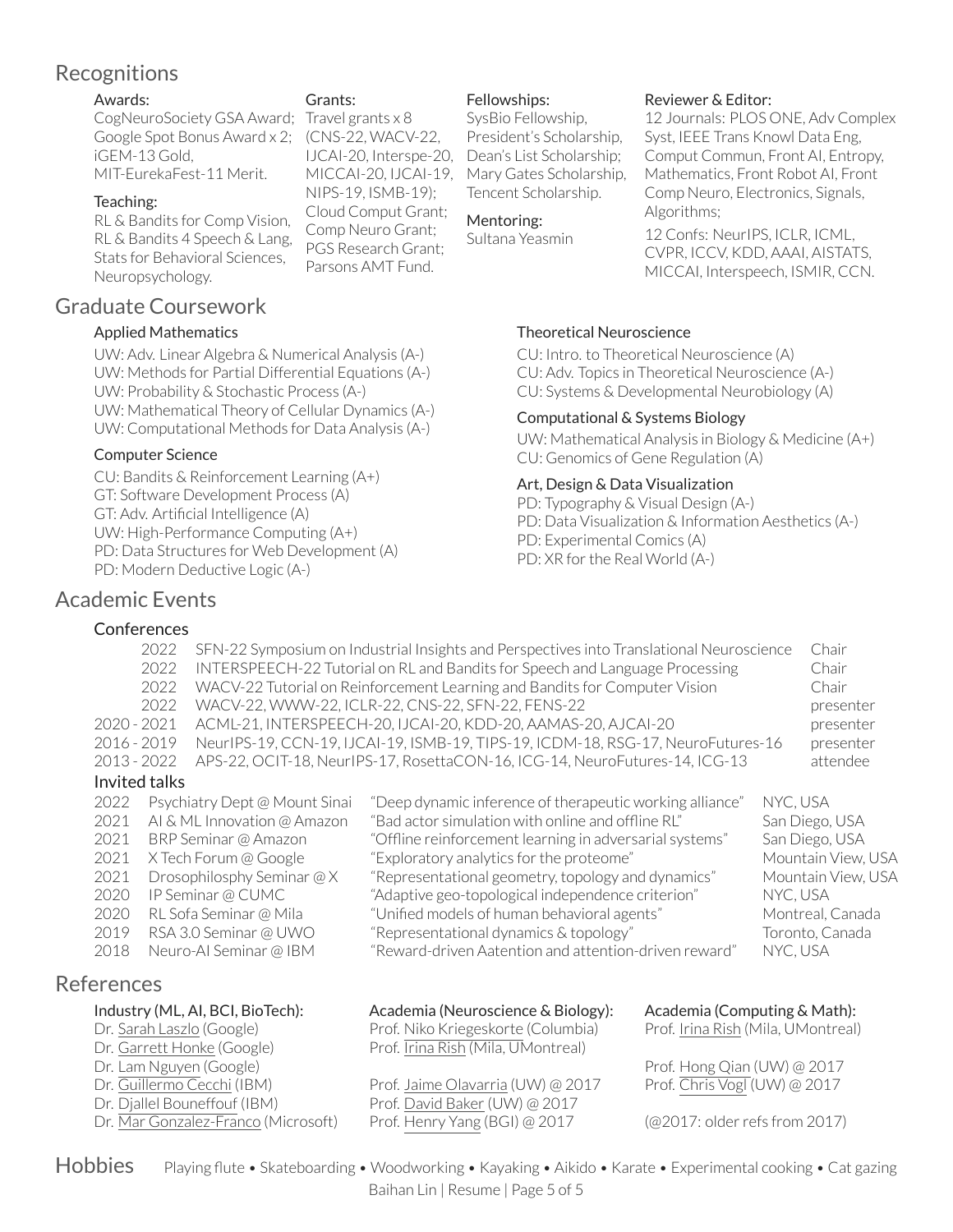## Recognitions

### Awards:
CogNeuroSociety GSA Award; Google Spot Bonus Award x 2; iGEM-13 Gold, MIT-EurekaFest-11 Merit.

### Teaching:
RL & Bandits for Comp Vision, RL & Bandits 4 Speech & Lang, Stats for Behavioral Sciences, Neuropsychology.

### Grants:
Travel grants x 8 (CNS-22, WACV-22, IJCAI-20, Interspe-20, MICCAI-20, IJCAI-19, NIPS-19, ISMB-19); Cloud Comput Grant; Comp Neuro Grant; PGS Research Grant; Parsons AMT Fund.

### Fellowships:
SysBio Fellowship, President's Scholarship, Dean's List Scholarship; Mary Gates Scholarship, Tencent Scholarship.

### Mentoring:
Sultana Yeasmin

### Reviewer & Editor:
12 Journals: PLOS ONE, Adv Complex Syst, IEEE Trans Knowl Data Eng, Comput Commun, Front AI, Entropy, Mathematics, Front Robot AI, Front Comp Neuro, Electronics, Signals, Algorithms;

12 Confs: NeurIPS, ICLR, ICML, CVPR, ICCV, KDD, AAAI, AISTATS, MICCAI, Interspeech, ISMIR, CCN.

## Graduate Coursework

### Applied Mathematics
- UW: Adv. Linear Algebra & Numerical Analysis (A-)
- UW: Methods for Partial Differential Equations (A-)
- UW: Probability & Stochastic Process (A-)
- UW: Mathematical Theory of Cellular Dynamics (A-)
- UW: Computational Methods for Data Analysis (A-)

### Computer Science
- CU: Bandits & Reinforcement Learning (A+)
- GT: Software Development Process (A)
- GT: Adv. Artificial Intelligence (A)
- UW: High-Performance Computing (A+)
- PD: Data Structures for Web Development (A)
- PD: Modern Deductive Logic (A-)

### Theoretical Neuroscience
- CU: Intro. to Theoretical Neuroscience (A)
- CU: Adv. Topics in Theoretical Neuroscience (A-)
- CU: Systems & Developmental Neurobiology (A)

### Computational & Systems Biology
- UW: Mathematical Analysis in Biology & Medicine (A+)
- CU: Genomics of Gene Regulation (A)

### Art, Design & Data Visualization
- PD: Typography & Visual Design (A-)
- PD: Data Visualization & Information Aesthetics (A-)
- PD: Experimental Comics (A)
- PD: XR for the Real World (A-)

## Academic Events

### Conferences

| | | |
|---|---|---|
| 2022 | SFN-22 Symposium on Industrial Insights and Perspectives into Translational Neuroscience | Chair |
| 2022 | INTERSPEECH-22 Tutorial on RL and Bandits for Speech and Language Processing | Chair |
| 2022 | WACV-22 Tutorial on Reinforcement Learning and Bandits for Computer Vision | Chair |
| 2022 | WACV-22, WWW-22, ICLR-22, CNS-22, SFN-22, FENS-22 | presenter |
| 2020 - 2021 | ACML-21, INTERSPEECH-20, IJCAI-20, KDD-20, AAMAS-20, AJCAI-20 | presenter |
| 2016 - 2019 | NeurIPS-19, CCN-19, IJCAI-19, ISMB-19, TIPS-19, ICDM-18, RSG-17, NeuroFutures-16 | presenter |
| 2013 - 2022 | APS-22, OCIT-18, NeurIPS-17, RosettaCON-16, ICG-14, NeuroFutures-14, ICG-13 | attendee |

### Invited talks

| | | | |
|---|---|---|---|
| 2022 | Psychiatry Dept @ Mount Sinai | "Deep dynamic inference of therapeutic working alliance" | NYC, USA |
| 2021 | AI & ML Innovation @ Amazon | "Bad actor simulation with online and offline RL" | San Diego, USA |
| 2021 | BRP Seminar @ Amazon | "Offline reinforcement learning in adversarial systems" | San Diego, USA |
| 2021 | X Tech Forum @ Google | "Exploratory analytics for the proteome" | Mountain View, USA |
| 2021 | Drosophilosphy Seminar @ X | "Representational geometry, topology and dynamics" | Mountain View, USA |
| 2020 | IP Seminar @ CUMC | "Adaptive geo-topological independence criterion" | NYC, USA |
| 2020 | RL Sofa Seminar @ Mila | "Unified models of human behavioral agents" | Montreal, Canada |
| 2019 | RSA 3.0 Seminar @ UWO | "Representational dynamics & topology" | Toronto, Canada |
| 2018 | Neuro-AI Seminar @ IBM | "Reward-driven Aatention and attention-driven reward" | NYC, USA |

## References

### Industry (ML, AI, BCI, BioTech):
- Dr. Sarah Laszlo (Google)
- Dr. Garrett Honke (Google)
- Dr. Lam Nguyen (Google)
- Dr. Guillermo Cecchi (IBM)
- Dr. Djallel Bouneffouf (IBM)
- Dr. Mar Gonzalez-Franco (Microsoft)

### Academia (Neuroscience & Biology):
- Prof. Niko Kriegeskorte (Columbia)
- Prof. Irina Rish (Mila, UMontreal)

- Prof. Jaime Olavarria (UW) @ 2017
- Prof. David Baker (UW) @ 2017
- Prof. Henry Yang (BGI) @ 2017

### Academia (Computing & Math):
- Prof. Irina Rish (Mila, UMontreal)

- Prof. Hong Qian (UW) @ 2017
- Prof. Chris Vogl (UW) @ 2017

(@2017: older refs from 2017)

## Hobbies

Playing flute • Skateboarding • Woodworking • Kayaking • Aikido • Karate • Experimental cooking • Cat gazing